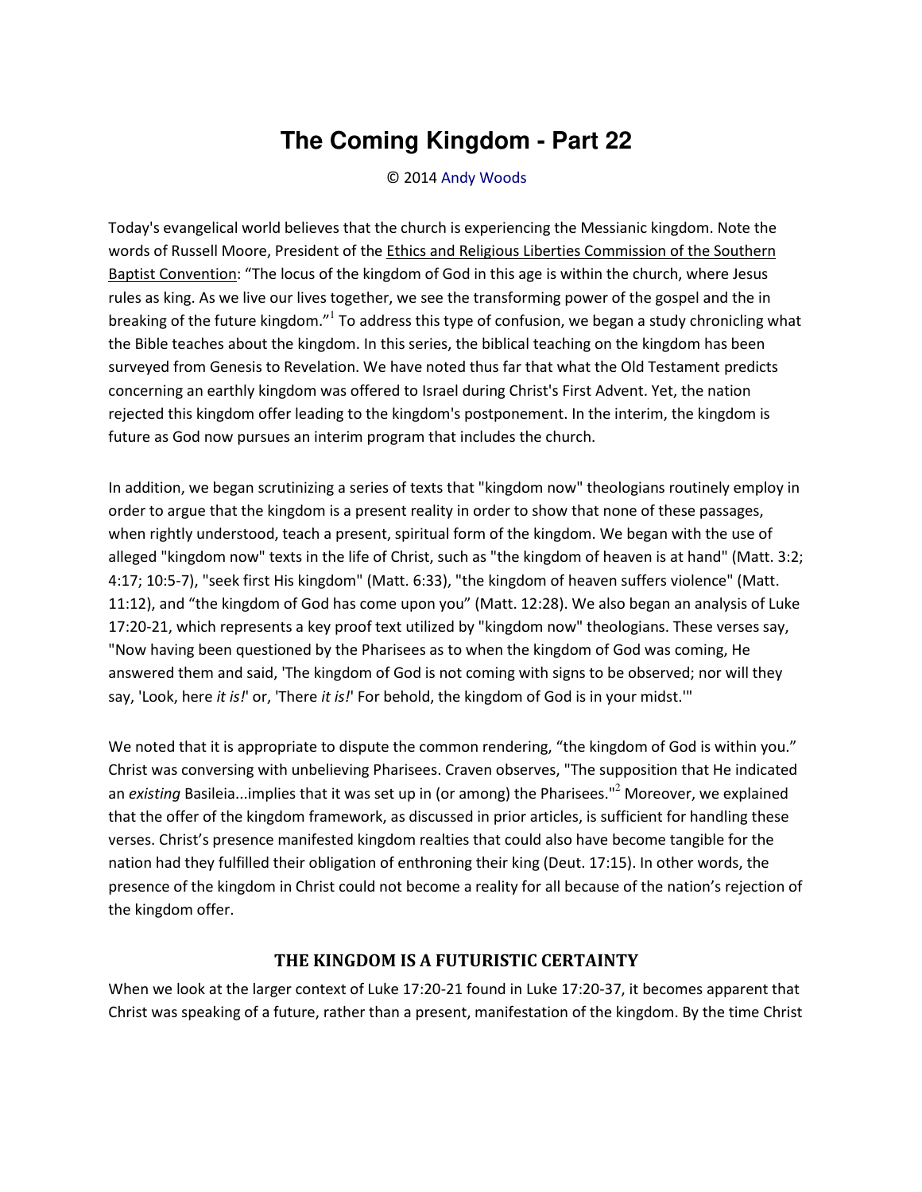# The Coming Kingdom - Part 22

© 2014 Andy Woods

Today's evangelical world believes that the church is experiencing the Messianic kingdom. Note the words of Russell Moore, President of the Ethics and Religious Liberties Commission of the Southern Baptist Convention: "The locus of the kingdom of God in this age is within the church, where Jesus rules as king. As we live our lives together, we see the transforming power of the gospel and the in breaking of the future kingdom."[1] To address this type of confusion, we began a study chronicling what the Bible teaches about the kingdom. In this series, the biblical teaching on the kingdom has been surveyed from Genesis to Revelation. We have noted thus far that what the Old Testament predicts concerning an earthly kingdom was offered to Israel during Christ's First Advent. Yet, the nation rejected this kingdom offer leading to the kingdom's postponement. In the interim, the kingdom is future as God now pursues an interim program that includes the church.

In addition, we began scrutinizing a series of texts that "kingdom now" theologians routinely employ in order to argue that the kingdom is a present reality in order to show that none of these passages, when rightly understood, teach a present, spiritual form of the kingdom. We began with the use of alleged "kingdom now" texts in the life of Christ, such as "the kingdom of heaven is at hand" (Matt. 3:2; 4:17; 10:5-7), "seek first His kingdom" (Matt. 6:33), "the kingdom of heaven suffers violence" (Matt. 11:12), and "the kingdom of God has come upon you" (Matt. 12:28). We also began an analysis of Luke 17:20-21, which represents a key proof text utilized by "kingdom now" theologians. These verses say, "Now having been questioned by the Pharisees as to when the kingdom of God was coming, He answered them and said, 'The kingdom of God is not coming with signs to be observed; nor will they say, 'Look, here *it is!*' or, 'There *it is!*' For behold, the kingdom of God is in your midst.'"

We noted that it is appropriate to dispute the common rendering, "the kingdom of God is within you." Christ was conversing with unbelieving Pharisees. Craven observes, "The supposition that He indicated an *existing* Basileia...implies that it was set up in (or among) the Pharisees."[2] Moreover, we explained that the offer of the kingdom framework, as discussed in prior articles, is sufficient for handling these verses. Christ's presence manifested kingdom realties that could also have become tangible for the nation had they fulfilled their obligation of enthroning their king (Deut. 17:15). In other words, the presence of the kingdom in Christ could not become a reality for all because of the nation's rejection of the kingdom offer.

## THE KINGDOM IS A FUTURISTIC CERTAINTY

When we look at the larger context of Luke 17:20-21 found in Luke 17:20-37, it becomes apparent that Christ was speaking of a future, rather than a present, manifestation of the kingdom. By the time Christ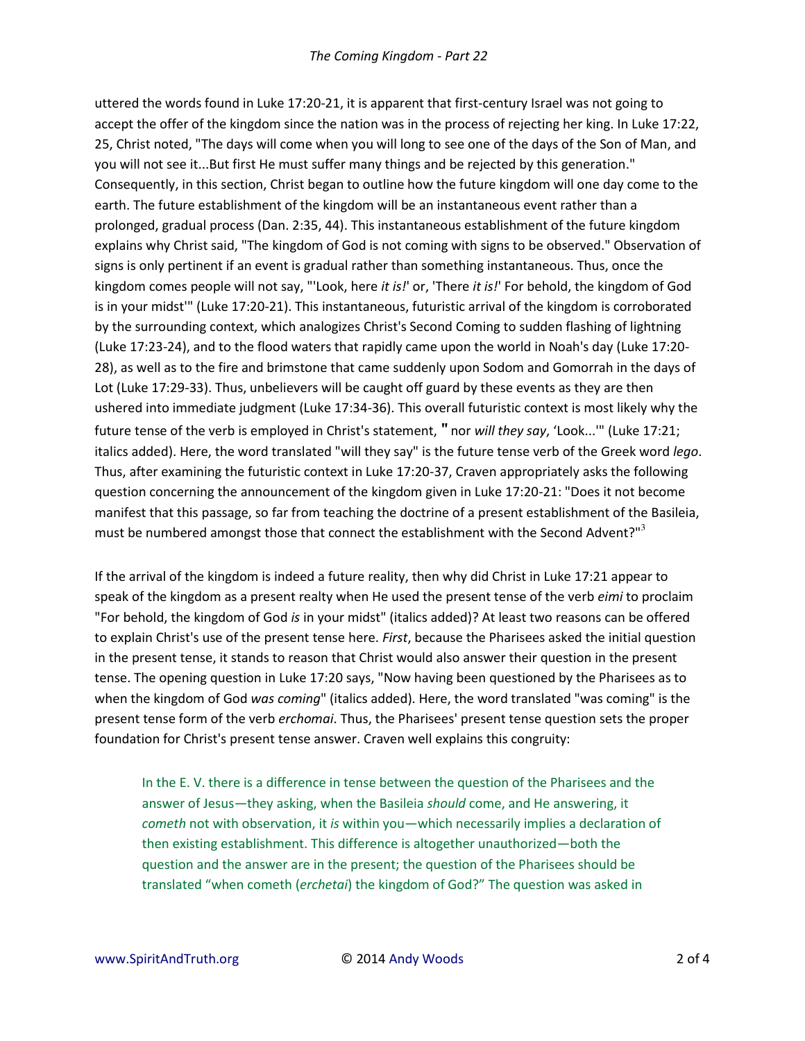uttered the words found in Luke 17:20-21, it is apparent that first-century Israel was not going to accept the offer of the kingdom since the nation was in the process of rejecting her king. In Luke 17:22, 25, Christ noted, "The days will come when you will long to see one of the days of the Son of Man, and you will not see it...But first He must suffer many things and be rejected by this generation." Consequently, in this section, Christ began to outline how the future kingdom will one day come to the earth. The future establishment of the kingdom will be an instantaneous event rather than a prolonged, gradual process (Dan. 2:35, 44). This instantaneous establishment of the future kingdom explains why Christ said, "The kingdom of God is not coming with signs to be observed." Observation of signs is only pertinent if an event is gradual rather than something instantaneous. Thus, once the kingdom comes people will not say, "'Look, here *it is!*' or, 'There *it is!*' For behold, the kingdom of God is in your midst'" (Luke 17:20-21). This instantaneous, futuristic arrival of the kingdom is corroborated by the surrounding context, which analogizes Christ's Second Coming to sudden flashing of lightning (Luke 17:23-24), and to the flood waters that rapidly came upon the world in Noah's day (Luke 17:20-28), as well as to the fire and brimstone that came suddenly upon Sodom and Gomorrah in the days of Lot (Luke 17:29-33). Thus, unbelievers will be caught off guard by these events as they are then ushered into immediate judgment (Luke 17:34-36). This overall futuristic context is most likely why the future tense of the verb is employed in Christ's statement, " nor *will they say*, 'Look...'" (Luke 17:21; italics added). Here, the word translated "will they say" is the future tense verb of the Greek word *lego*. Thus, after examining the futuristic context in Luke 17:20-37, Craven appropriately asks the following question concerning the announcement of the kingdom given in Luke 17:20-21: "Does it not become manifest that this passage, so far from teaching the doctrine of a present establishment of the Basileia, must be numbered amongst those that connect the establishment with the Second Advent?"[3]

If the arrival of the kingdom is indeed a future reality, then why did Christ in Luke 17:21 appear to speak of the kingdom as a present realty when He used the present tense of the verb *eimi* to proclaim "For behold, the kingdom of God *is* in your midst" (italics added)? At least two reasons can be offered to explain Christ's use of the present tense here. *First*, because the Pharisees asked the initial question in the present tense, it stands to reason that Christ would also answer their question in the present tense. The opening question in Luke 17:20 says, "Now having been questioned by the Pharisees as to when the kingdom of God *was coming*" (italics added). Here, the word translated "was coming" is the present tense form of the verb *erchomai*. Thus, the Pharisees' present tense question sets the proper foundation for Christ's present tense answer. Craven well explains this congruity:

> In the E. V. there is a difference in tense between the question of the Pharisees and the answer of Jesus—they asking, when the Basileia *should* come, and He answering, it *cometh* not with observation, it *is* within you—which necessarily implies a declaration of then existing establishment. This difference is altogether unauthorized—both the question and the answer are in the present; the question of the Pharisees should be translated "when cometh (*erchetai*) the kingdom of God?" The question was asked in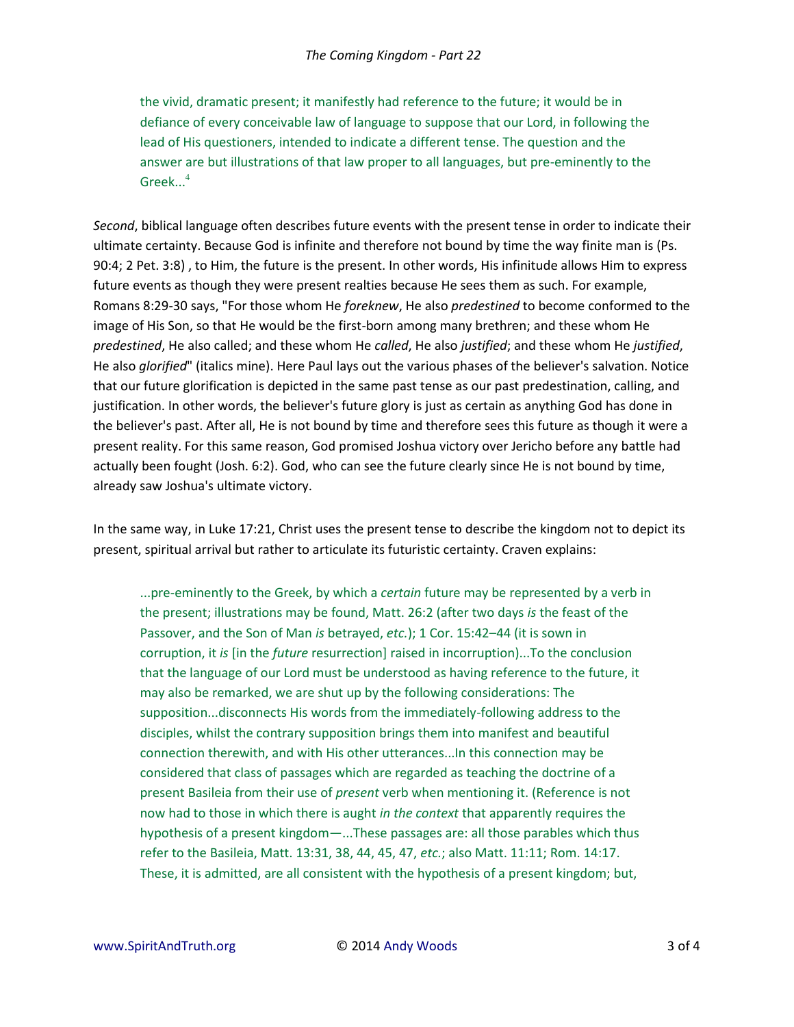> the vivid, dramatic present; it manifestly had reference to the future; it would be in defiance of every conceivable law of language to suppose that our Lord, in following the lead of His questioners, intended to indicate a different tense. The question and the answer are but illustrations of that law proper to all languages, but pre-eminently to the Greek...[4]

*Second*, biblical language often describes future events with the present tense in order to indicate their ultimate certainty. Because God is infinite and therefore not bound by time the way finite man is (Ps. 90:4; 2 Pet. 3:8) , to Him, the future is the present. In other words, His infinitude allows Him to express future events as though they were present realties because He sees them as such. For example, Romans 8:29-30 says, "For those whom He *foreknew*, He also *predestined* to become conformed to the image of His Son, so that He would be the first-born among many brethren; and these whom He *predestined*, He also called; and these whom He *called*, He also *justified*; and these whom He *justified*, He also *glorified*" (italics mine). Here Paul lays out the various phases of the believer's salvation. Notice that our future glorification is depicted in the same past tense as our past predestination, calling, and justification. In other words, the believer's future glory is just as certain as anything God has done in the believer's past. After all, He is not bound by time and therefore sees this future as though it were a present reality. For this same reason, God promised Joshua victory over Jericho before any battle had actually been fought (Josh. 6:2). God, who can see the future clearly since He is not bound by time, already saw Joshua's ultimate victory.

In the same way, in Luke 17:21, Christ uses the present tense to describe the kingdom not to depict its present, spiritual arrival but rather to articulate its futuristic certainty. Craven explains:

> ...pre-eminently to the Greek, by which a *certain* future may be represented by a verb in the present; illustrations may be found, Matt. 26:2 (after two days *is* the feast of the Passover, and the Son of Man *is* betrayed, *etc.*); 1 Cor. 15:42–44 (it is sown in corruption, it *is* [in the *future* resurrection] raised in incorruption)...To the conclusion that the language of our Lord must be understood as having reference to the future, it may also be remarked, we are shut up by the following considerations: The supposition...disconnects His words from the immediately-following address to the disciples, whilst the contrary supposition brings them into manifest and beautiful connection therewith, and with His other utterances...In this connection may be considered that class of passages which are regarded as teaching the doctrine of a present Basileia from their use of *present* verb when mentioning it. (Reference is not now had to those in which there is aught *in the context* that apparently requires the hypothesis of a present kingdom—...These passages are: all those parables which thus refer to the Basileia, Matt. 13:31, 38, 44, 45, 47, *etc.*; also Matt. 11:11; Rom. 14:17. These, it is admitted, are all consistent with the hypothesis of a present kingdom; but,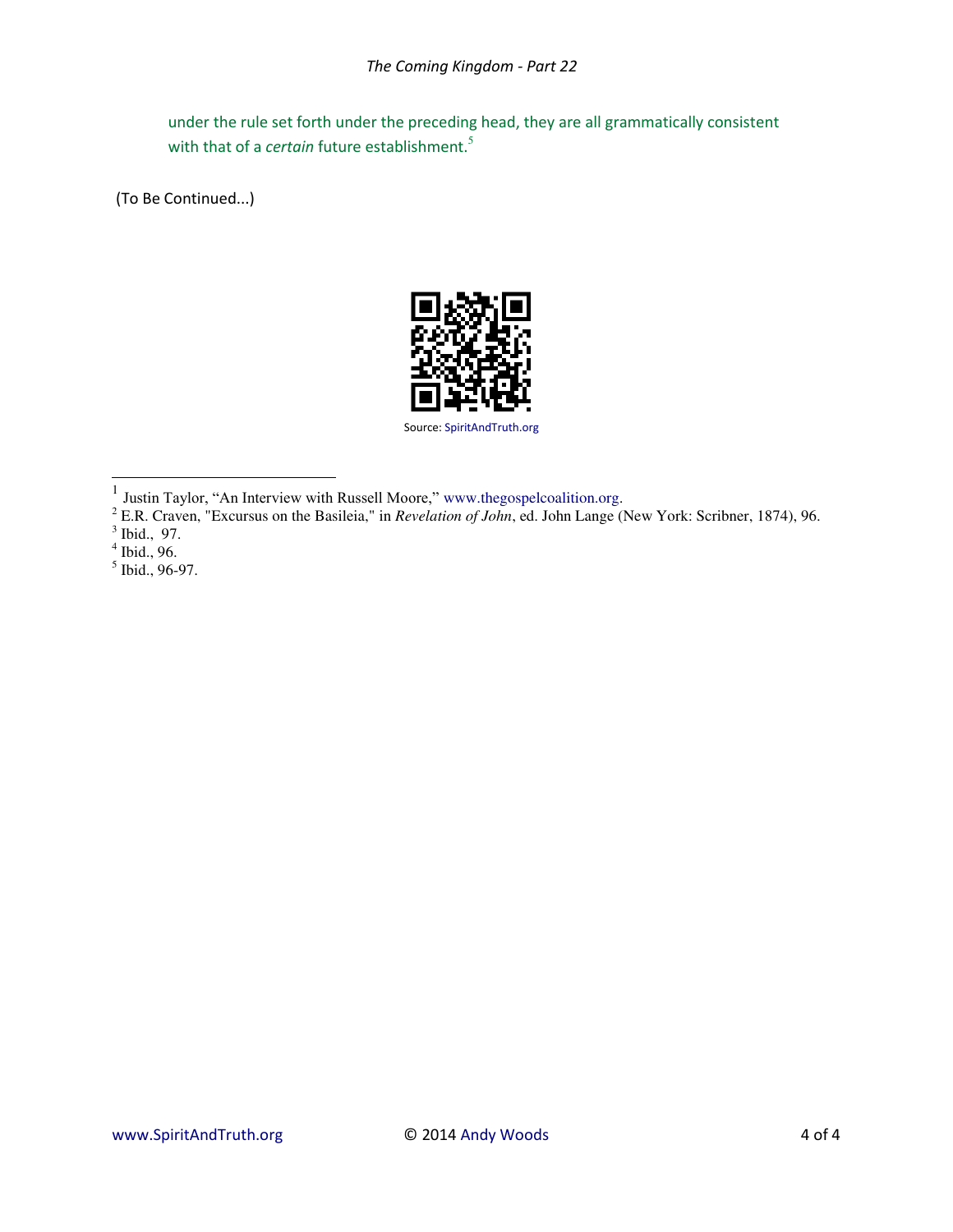under the rule set forth under the preceding head, they are all grammatically consistent with that of a *certain* future establishment.[5]

(To Be Continued...)

Source: SpiritAndTruth.org

---

[1] Justin Taylor, "An Interview with Russell Moore," www.thegospelcoalition.org.

[2] E.R. Craven, "Excursus on the Basileia," in *Revelation of John*, ed. John Lange (New York: Scribner, 1874), 96.

[3] Ibid., 97.

[4] Ibid., 96.

[5] Ibid., 96-97.